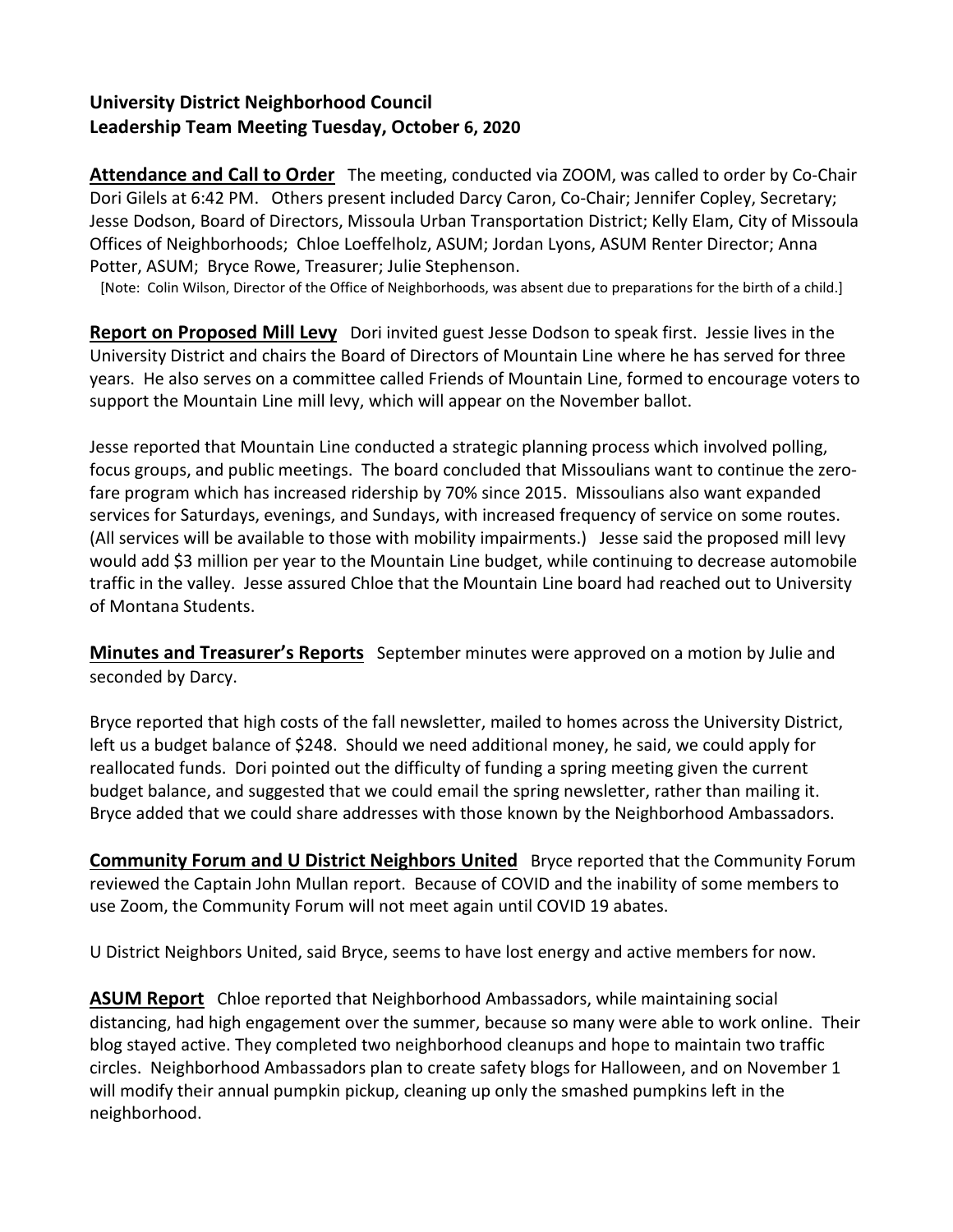**University District Neighborhood Council**
**Leadership Team Meeting Tuesday, October 6, 2020**

**Attendance and Call to Order** The meeting, conducted via ZOOM, was called to order by Co-Chair Dori Gilels at 6:42 PM. Others present included Darcy Caron, Co-Chair; Jennifer Copley, Secretary; Jesse Dodson, Board of Directors, Missoula Urban Transportation District; Kelly Elam, City of Missoula Offices of Neighborhoods; Chloe Loeffelholz, ASUM; Jordan Lyons, ASUM Renter Director; Anna Potter, ASUM; Bryce Rowe, Treasurer; Julie Stephenson.

[Note: Colin Wilson, Director of the Office of Neighborhoods, was absent due to preparations for the birth of a child.]

**Report on Proposed Mill Levy** Dori invited guest Jesse Dodson to speak first. Jessie lives in the University District and chairs the Board of Directors of Mountain Line where he has served for three years. He also serves on a committee called Friends of Mountain Line, formed to encourage voters to support the Mountain Line mill levy, which will appear on the November ballot.

Jesse reported that Mountain Line conducted a strategic planning process which involved polling, focus groups, and public meetings. The board concluded that Missoulians want to continue the zero-fare program which has increased ridership by 70% since 2015. Missoulians also want expanded services for Saturdays, evenings, and Sundays, with increased frequency of service on some routes. (All services will be available to those with mobility impairments.) Jesse said the proposed mill levy would add $3 million per year to the Mountain Line budget, while continuing to decrease automobile traffic in the valley. Jesse assured Chloe that the Mountain Line board had reached out to University of Montana Students.

**Minutes and Treasurer's Reports** September minutes were approved on a motion by Julie and seconded by Darcy.

Bryce reported that high costs of the fall newsletter, mailed to homes across the University District, left us a budget balance of $248. Should we need additional money, he said, we could apply for reallocated funds. Dori pointed out the difficulty of funding a spring meeting given the current budget balance, and suggested that we could email the spring newsletter, rather than mailing it. Bryce added that we could share addresses with those known by the Neighborhood Ambassadors.

**Community Forum and U District Neighbors United** Bryce reported that the Community Forum reviewed the Captain John Mullan report. Because of COVID and the inability of some members to use Zoom, the Community Forum will not meet again until COVID 19 abates.

U District Neighbors United, said Bryce, seems to have lost energy and active members for now.

**ASUM Report** Chloe reported that Neighborhood Ambassadors, while maintaining social distancing, had high engagement over the summer, because so many were able to work online. Their blog stayed active. They completed two neighborhood cleanups and hope to maintain two traffic circles. Neighborhood Ambassadors plan to create safety blogs for Halloween, and on November 1 will modify their annual pumpkin pickup, cleaning up only the smashed pumpkins left in the neighborhood.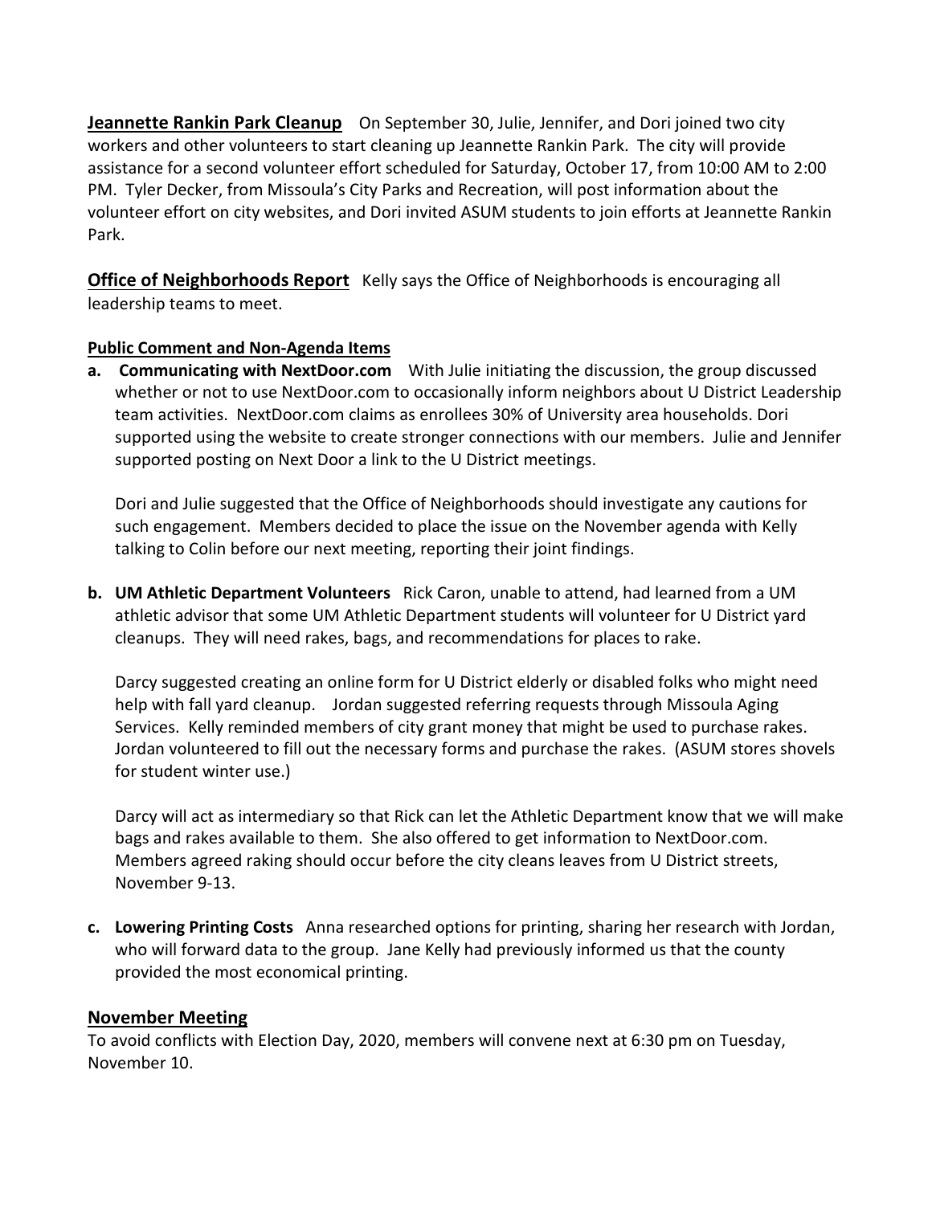**Jeannette Rankin Park Cleanup** On September 30, Julie, Jennifer, and Dori joined two city workers and other volunteers to start cleaning up Jeannette Rankin Park. The city will provide assistance for a second volunteer effort scheduled for Saturday, October 17, from 10:00 AM to 2:00 PM. Tyler Decker, from Missoula's City Parks and Recreation, will post information about the volunteer effort on city websites, and Dori invited ASUM students to join efforts at Jeannette Rankin Park.

**Office of Neighborhoods Report** Kelly says the Office of Neighborhoods is encouraging all leadership teams to meet.

**Public Comment and Non-Agenda Items**

**a. Communicating with NextDoor.com** With Julie initiating the discussion, the group discussed whether or not to use NextDoor.com to occasionally inform neighbors about U District Leadership team activities. NextDoor.com claims as enrollees 30% of University area households. Dori supported using the website to create stronger connections with our members. Julie and Jennifer supported posting on Next Door a link to the U District meetings.

Dori and Julie suggested that the Office of Neighborhoods should investigate any cautions for such engagement. Members decided to place the issue on the November agenda with Kelly talking to Colin before our next meeting, reporting their joint findings.

**b. UM Athletic Department Volunteers** Rick Caron, unable to attend, had learned from a UM athletic advisor that some UM Athletic Department students will volunteer for U District yard cleanups. They will need rakes, bags, and recommendations for places to rake.

Darcy suggested creating an online form for U District elderly or disabled folks who might need help with fall yard cleanup. Jordan suggested referring requests through Missoula Aging Services. Kelly reminded members of city grant money that might be used to purchase rakes. Jordan volunteered to fill out the necessary forms and purchase the rakes. (ASUM stores shovels for student winter use.)

Darcy will act as intermediary so that Rick can let the Athletic Department know that we will make bags and rakes available to them. She also offered to get information to NextDoor.com. Members agreed raking should occur before the city cleans leaves from U District streets, November 9-13.

**c. Lowering Printing Costs** Anna researched options for printing, sharing her research with Jordan, who will forward data to the group. Jane Kelly had previously informed us that the county provided the most economical printing.

**November Meeting**

To avoid conflicts with Election Day, 2020, members will convene next at 6:30 pm on Tuesday, November 10.